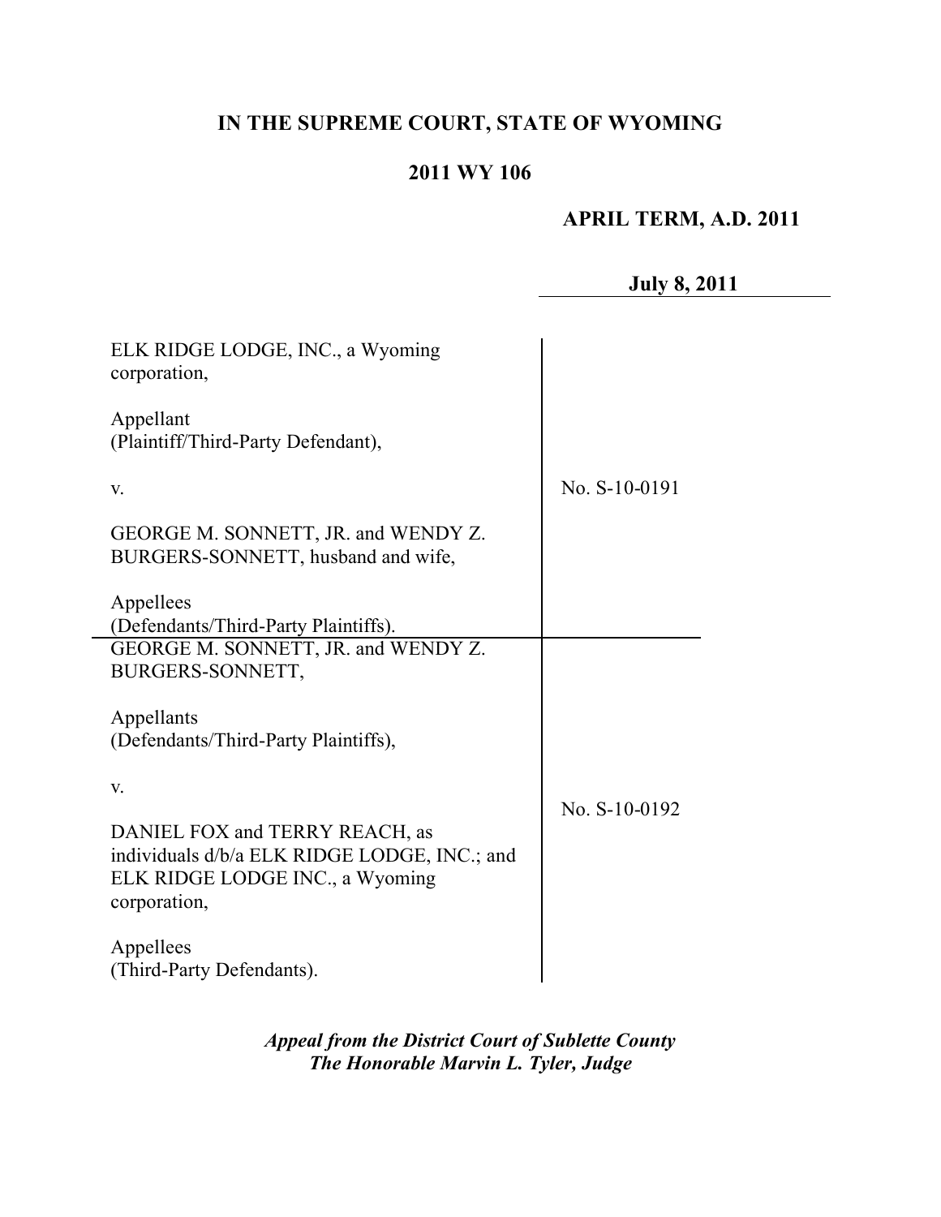# IN THE SUPREME COURT, STATE OF WYOMING

## 2011 WY 106

**APRIL TERM, A.D. 2011**

**July 8, 2011**

| | |
|---|---|
| ELK RIDGE LODGE, INC., a Wyoming corporation,<br><br>Appellant<br>(Plaintiff/Third-Party Defendant),<br><br>v.<br><br>GEORGE M. SONNETT, JR. and WENDY Z. BURGERS-SONNETT, husband and wife,<br><br>Appellees<br>(Defendants/Third-Party Plaintiffs). | No. S-10-0191 |
| GEORGE M. SONNETT, JR. and WENDY Z. BURGERS-SONNETT,<br><br>Appellants<br>(Defendants/Third-Party Plaintiffs),<br><br>v.<br><br>DANIEL FOX and TERRY REACH, as individuals d/b/a ELK RIDGE LODGE, INC.; and ELK RIDGE LODGE INC., a Wyoming corporation,<br><br>Appellees<br>(Third-Party Defendants). | No. S-10-0192 |

***Appeal from the District Court of Sublette County***
***The Honorable Marvin L. Tyler, Judge***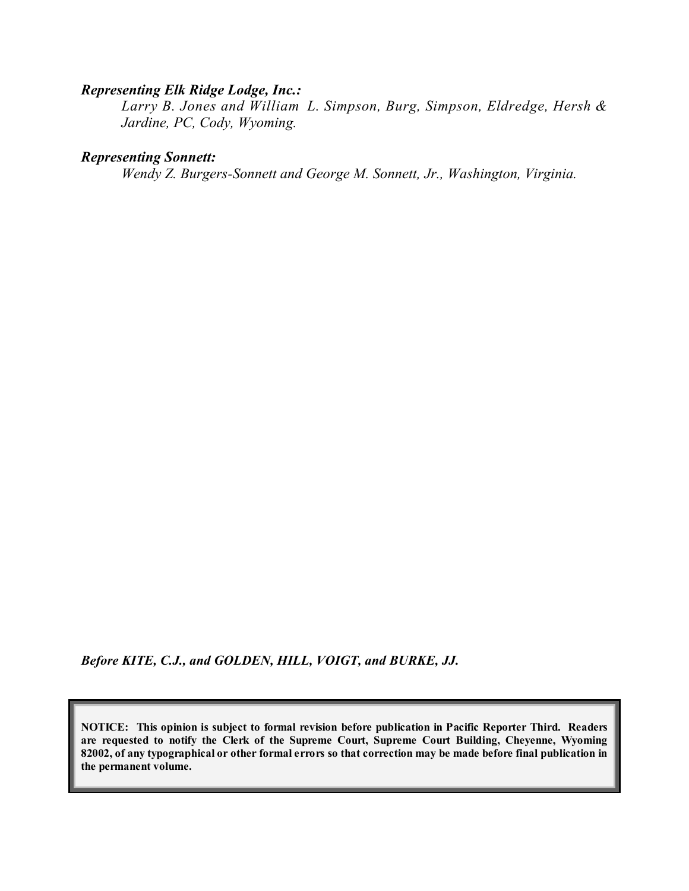***Representing Elk Ridge Lodge, Inc.:***

*Larry B. Jones and William L. Simpson, Burg, Simpson, Eldredge, Hersh & Jardine, PC, Cody, Wyoming.*

***Representing Sonnett:***

*Wendy Z. Burgers-Sonnett and George M. Sonnett, Jr., Washington, Virginia.*

***Before KITE, C.J., and GOLDEN, HILL, VOIGT, and BURKE, JJ.***

**NOTICE: This opinion is subject to formal revision before publication in Pacific Reporter Third. Readers are requested to notify the Clerk of the Supreme Court, Supreme Court Building, Cheyenne, Wyoming 82002, of any typographical or other formal errors so that correction may be made before final publication in the permanent volume.**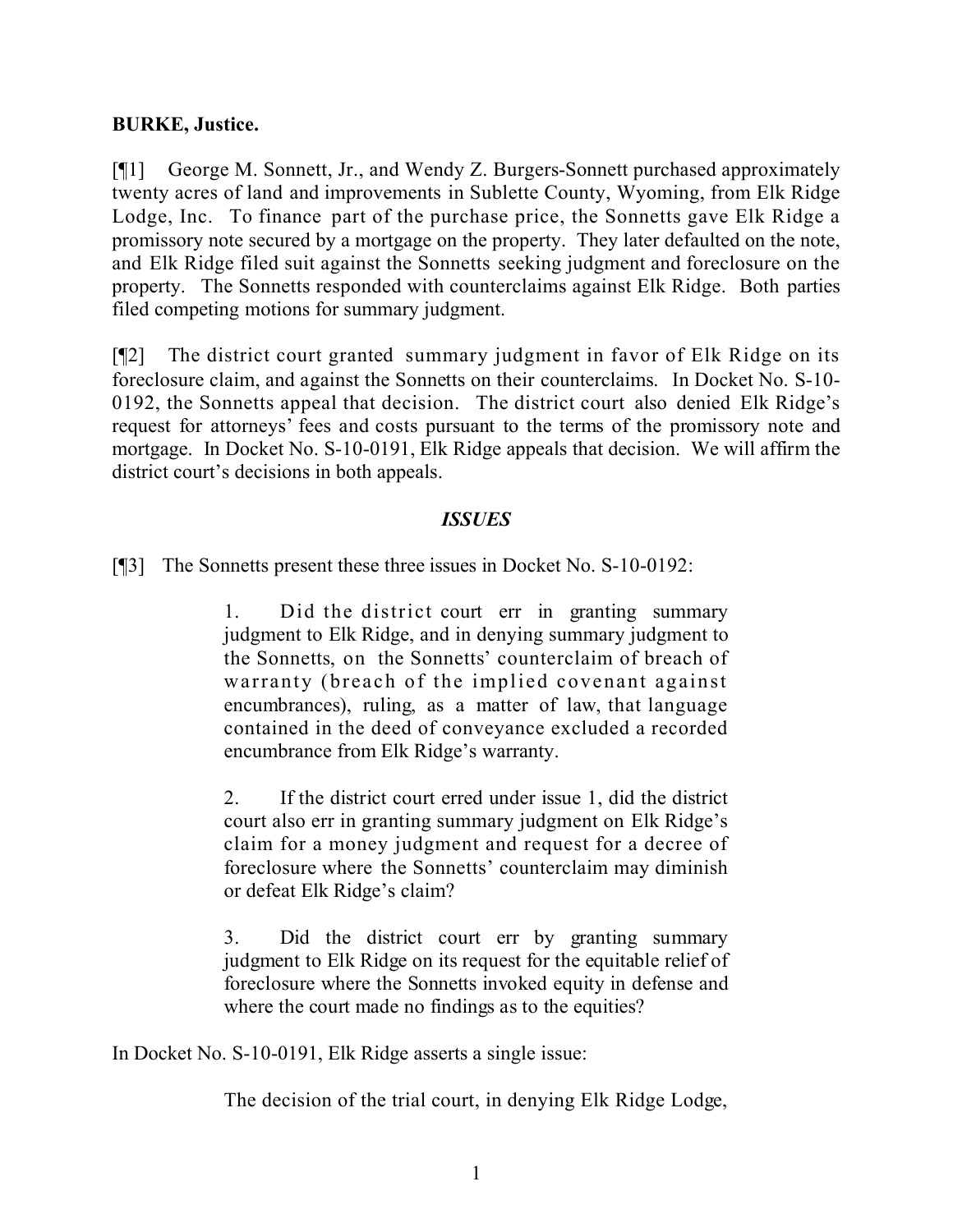**BURKE, Justice.**

[¶1] George M. Sonnett, Jr., and Wendy Z. Burgers-Sonnett purchased approximately twenty acres of land and improvements in Sublette County, Wyoming, from Elk Ridge Lodge, Inc. To finance part of the purchase price, the Sonnetts gave Elk Ridge a promissory note secured by a mortgage on the property. They later defaulted on the note, and Elk Ridge filed suit against the Sonnetts seeking judgment and foreclosure on the property. The Sonnetts responded with counterclaims against Elk Ridge. Both parties filed competing motions for summary judgment.

[¶2] The district court granted summary judgment in favor of Elk Ridge on its foreclosure claim, and against the Sonnetts on their counterclaims. In Docket No. S-10-0192, the Sonnetts appeal that decision. The district court also denied Elk Ridge's request for attorneys' fees and costs pursuant to the terms of the promissory note and mortgage. In Docket No. S-10-0191, Elk Ridge appeals that decision. We will affirm the district court's decisions in both appeals.

### *ISSUES*

[¶3] The Sonnetts present these three issues in Docket No. S-10-0192:

> 1. Did the district court err in granting summary judgment to Elk Ridge, and in denying summary judgment to the Sonnetts, on the Sonnetts' counterclaim of breach of warranty (breach of the implied covenant against encumbrances), ruling, as a matter of law, that language contained in the deed of conveyance excluded a recorded encumbrance from Elk Ridge's warranty.
>
> 2. If the district court erred under issue 1, did the district court also err in granting summary judgment on Elk Ridge's claim for a money judgment and request for a decree of foreclosure where the Sonnetts' counterclaim may diminish or defeat Elk Ridge's claim?
>
> 3. Did the district court err by granting summary judgment to Elk Ridge on its request for the equitable relief of foreclosure where the Sonnetts invoked equity in defense and where the court made no findings as to the equities?

In Docket No. S-10-0191, Elk Ridge asserts a single issue:

> The decision of the trial court, in denying Elk Ridge Lodge,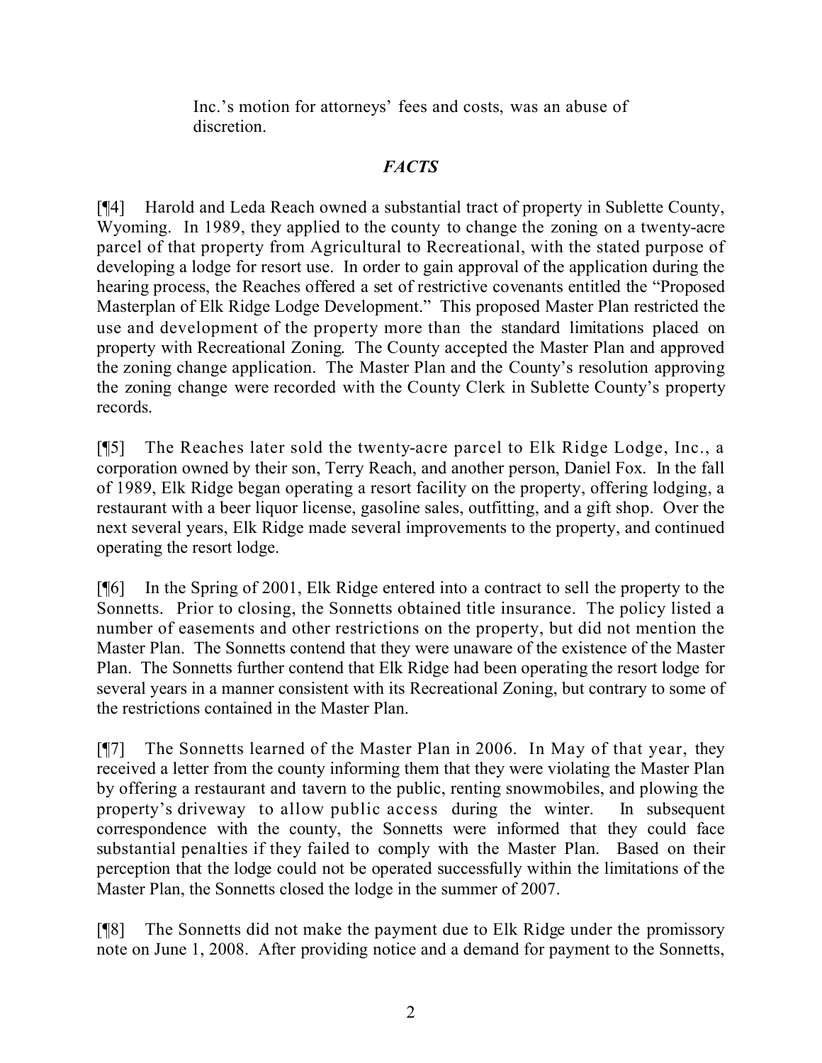Inc.'s motion for attorneys' fees and costs, was an abuse of discretion.

## *FACTS*

[¶4] Harold and Leda Reach owned a substantial tract of property in Sublette County, Wyoming. In 1989, they applied to the county to change the zoning on a twenty-acre parcel of that property from Agricultural to Recreational, with the stated purpose of developing a lodge for resort use. In order to gain approval of the application during the hearing process, the Reaches offered a set of restrictive covenants entitled the "Proposed Masterplan of Elk Ridge Lodge Development." This proposed Master Plan restricted the use and development of the property more than the standard limitations placed on property with Recreational Zoning. The County accepted the Master Plan and approved the zoning change application. The Master Plan and the County's resolution approving the zoning change were recorded with the County Clerk in Sublette County's property records.

[¶5] The Reaches later sold the twenty-acre parcel to Elk Ridge Lodge, Inc., a corporation owned by their son, Terry Reach, and another person, Daniel Fox. In the fall of 1989, Elk Ridge began operating a resort facility on the property, offering lodging, a restaurant with a beer liquor license, gasoline sales, outfitting, and a gift shop. Over the next several years, Elk Ridge made several improvements to the property, and continued operating the resort lodge.

[¶6] In the Spring of 2001, Elk Ridge entered into a contract to sell the property to the Sonnetts. Prior to closing, the Sonnetts obtained title insurance. The policy listed a number of easements and other restrictions on the property, but did not mention the Master Plan. The Sonnetts contend that they were unaware of the existence of the Master Plan. The Sonnetts further contend that Elk Ridge had been operating the resort lodge for several years in a manner consistent with its Recreational Zoning, but contrary to some of the restrictions contained in the Master Plan.

[¶7] The Sonnetts learned of the Master Plan in 2006. In May of that year, they received a letter from the county informing them that they were violating the Master Plan by offering a restaurant and tavern to the public, renting snowmobiles, and plowing the property's driveway to allow public access during the winter. In subsequent correspondence with the county, the Sonnetts were informed that they could face substantial penalties if they failed to comply with the Master Plan. Based on their perception that the lodge could not be operated successfully within the limitations of the Master Plan, the Sonnetts closed the lodge in the summer of 2007.

[¶8] The Sonnetts did not make the payment due to Elk Ridge under the promissory note on June 1, 2008. After providing notice and a demand for payment to the Sonnetts,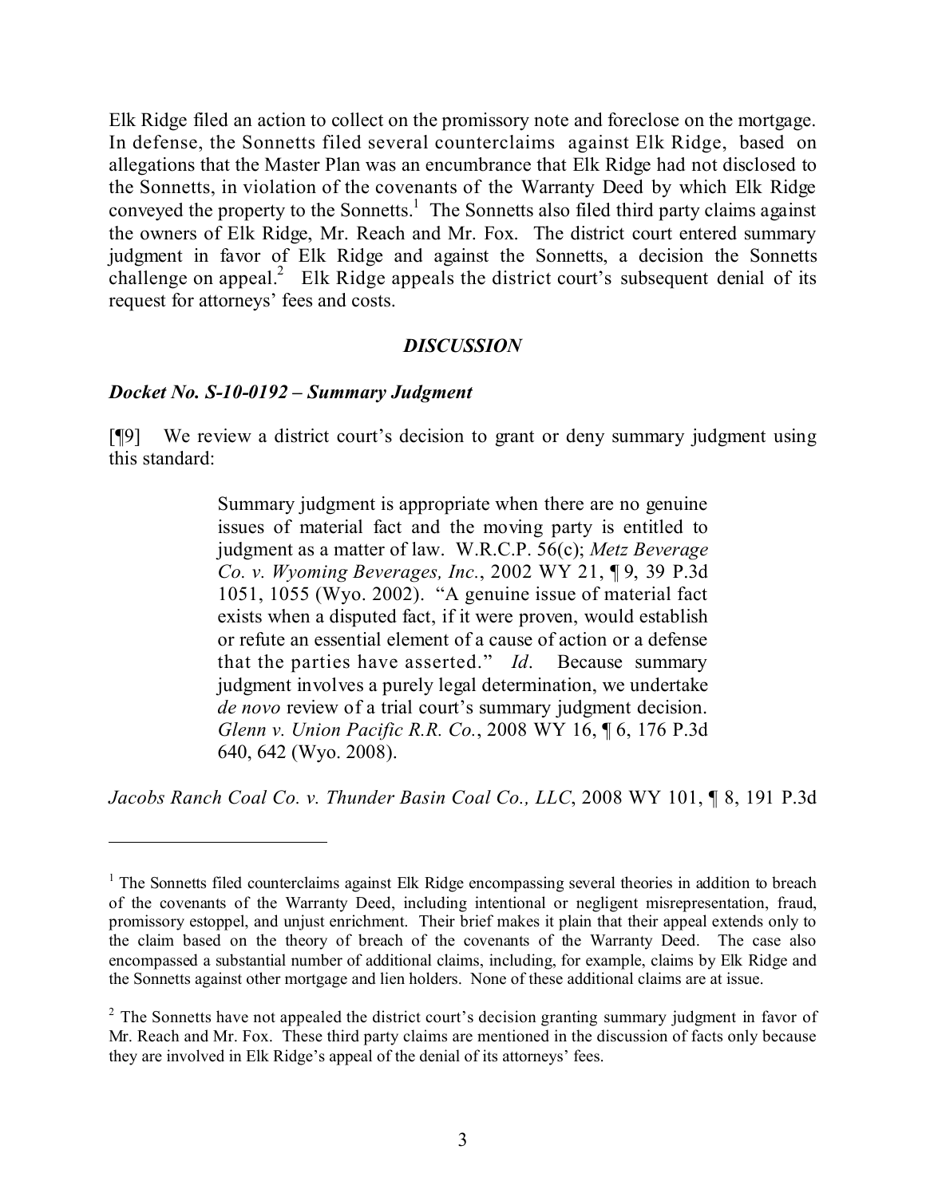Elk Ridge filed an action to collect on the promissory note and foreclose on the mortgage. In defense, the Sonnetts filed several counterclaims against Elk Ridge, based on allegations that the Master Plan was an encumbrance that Elk Ridge had not disclosed to the Sonnetts, in violation of the covenants of the Warranty Deed by which Elk Ridge conveyed the property to the Sonnetts.[1] The Sonnetts also filed third party claims against the owners of Elk Ridge, Mr. Reach and Mr. Fox. The district court entered summary judgment in favor of Elk Ridge and against the Sonnetts, a decision the Sonnetts challenge on appeal.[2] Elk Ridge appeals the district court's subsequent denial of its request for attorneys' fees and costs.

## *DISCUSSION*

### *Docket No. S-10-0192 – Summary Judgment*

[¶9] We review a district court's decision to grant or deny summary judgment using this standard:

> Summary judgment is appropriate when there are no genuine issues of material fact and the moving party is entitled to judgment as a matter of law. W.R.C.P. 56(c); *Metz Beverage Co. v. Wyoming Beverages, Inc.*, 2002 WY 21, ¶ 9, 39 P.3d 1051, 1055 (Wyo. 2002). "A genuine issue of material fact exists when a disputed fact, if it were proven, would establish or refute an essential element of a cause of action or a defense that the parties have asserted." *Id*. Because summary judgment involves a purely legal determination, we undertake *de novo* review of a trial court's summary judgment decision. *Glenn v. Union Pacific R.R. Co.*, 2008 WY 16, ¶ 6, 176 P.3d 640, 642 (Wyo. 2008).

*Jacobs Ranch Coal Co. v. Thunder Basin Coal Co., LLC*, 2008 WY 101, ¶ 8, 191 P.3d

---

[1] The Sonnetts filed counterclaims against Elk Ridge encompassing several theories in addition to breach of the covenants of the Warranty Deed, including intentional or negligent misrepresentation, fraud, promissory estoppel, and unjust enrichment. Their brief makes it plain that their appeal extends only to the claim based on the theory of breach of the covenants of the Warranty Deed. The case also encompassed a substantial number of additional claims, including, for example, claims by Elk Ridge and the Sonnetts against other mortgage and lien holders. None of these additional claims are at issue.

[2] The Sonnetts have not appealed the district court's decision granting summary judgment in favor of Mr. Reach and Mr. Fox. These third party claims are mentioned in the discussion of facts only because they are involved in Elk Ridge's appeal of the denial of its attorneys' fees.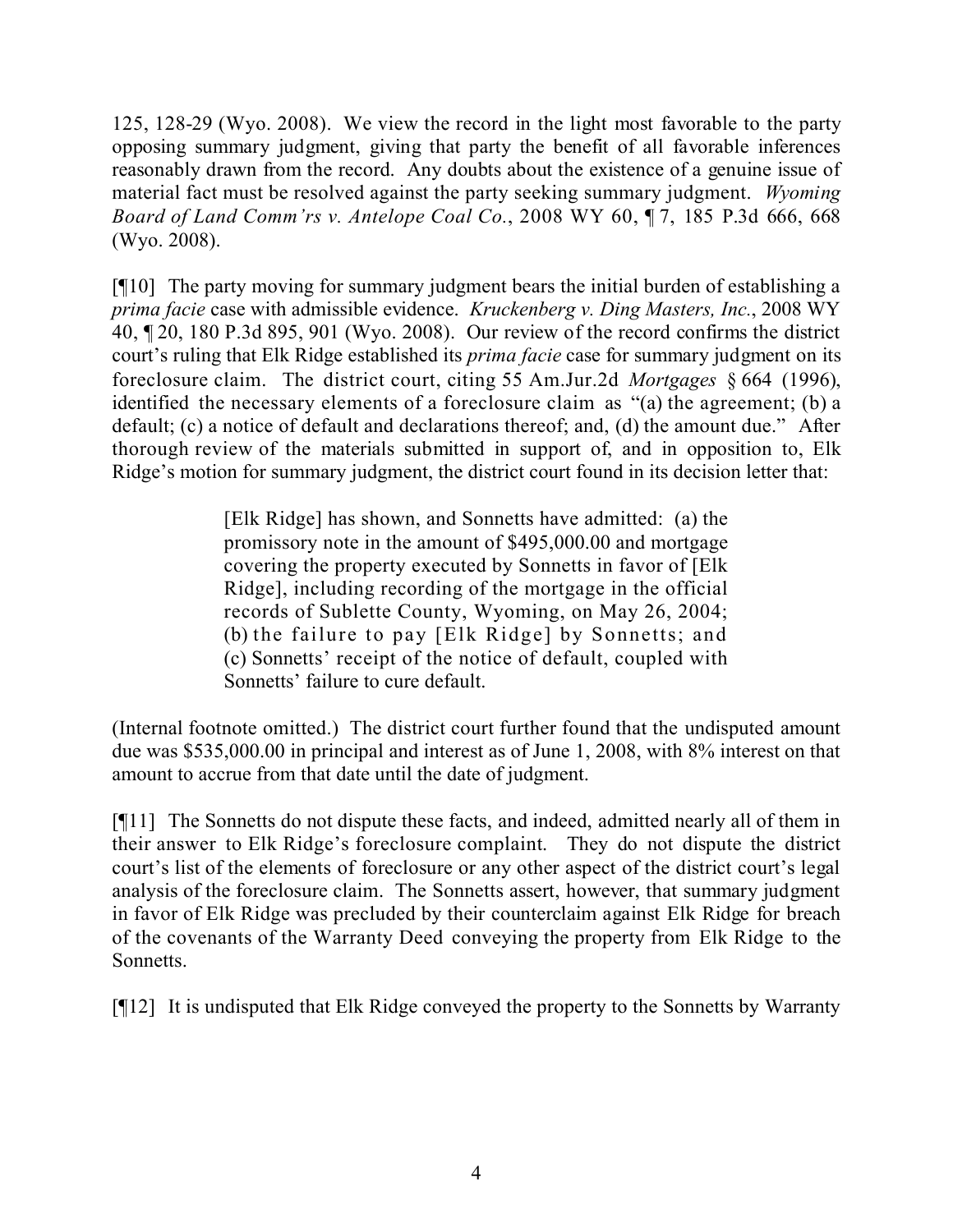125, 128-29 (Wyo. 2008). We view the record in the light most favorable to the party opposing summary judgment, giving that party the benefit of all favorable inferences reasonably drawn from the record. Any doubts about the existence of a genuine issue of material fact must be resolved against the party seeking summary judgment. *Wyoming Board of Land Comm'rs v. Antelope Coal Co.*, 2008 WY 60, ¶ 7, 185 P.3d 666, 668 (Wyo. 2008).

[¶10] The party moving for summary judgment bears the initial burden of establishing a *prima facie* case with admissible evidence. *Kruckenberg v. Ding Masters, Inc.*, 2008 WY 40, ¶ 20, 180 P.3d 895, 901 (Wyo. 2008). Our review of the record confirms the district court's ruling that Elk Ridge established its *prima facie* case for summary judgment on its foreclosure claim. The district court, citing 55 Am.Jur.2d *Mortgages* § 664 (1996), identified the necessary elements of a foreclosure claim as "(a) the agreement; (b) a default; (c) a notice of default and declarations thereof; and, (d) the amount due." After thorough review of the materials submitted in support of, and in opposition to, Elk Ridge's motion for summary judgment, the district court found in its decision letter that:

> [Elk Ridge] has shown, and Sonnetts have admitted: (a) the promissory note in the amount of $495,000.00 and mortgage covering the property executed by Sonnetts in favor of [Elk Ridge], including recording of the mortgage in the official records of Sublette County, Wyoming, on May 26, 2004; (b) the failure to pay [Elk Ridge] by Sonnetts; and (c) Sonnetts' receipt of the notice of default, coupled with Sonnetts' failure to cure default.

(Internal footnote omitted.) The district court further found that the undisputed amount due was $535,000.00 in principal and interest as of June 1, 2008, with 8% interest on that amount to accrue from that date until the date of judgment.

[¶11] The Sonnetts do not dispute these facts, and indeed, admitted nearly all of them in their answer to Elk Ridge's foreclosure complaint. They do not dispute the district court's list of the elements of foreclosure or any other aspect of the district court's legal analysis of the foreclosure claim. The Sonnetts assert, however, that summary judgment in favor of Elk Ridge was precluded by their counterclaim against Elk Ridge for breach of the covenants of the Warranty Deed conveying the property from Elk Ridge to the Sonnetts.

[¶12] It is undisputed that Elk Ridge conveyed the property to the Sonnetts by Warranty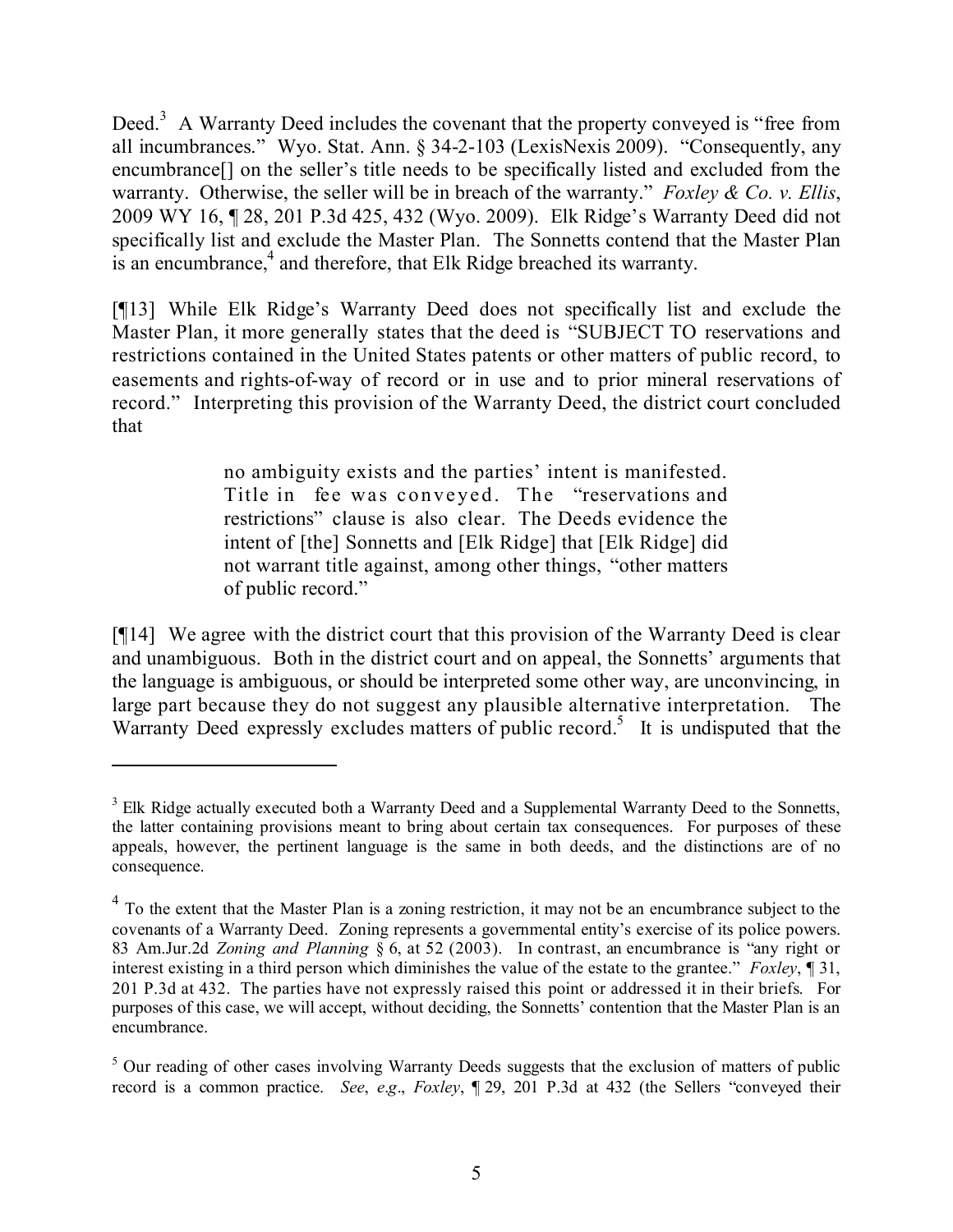Deed.[3] A Warranty Deed includes the covenant that the property conveyed is "free from all incumbrances." Wyo. Stat. Ann. § 34-2-103 (LexisNexis 2009). "Consequently, any encumbrance[] on the seller's title needs to be specifically listed and excluded from the warranty. Otherwise, the seller will be in breach of the warranty." *Foxley & Co. v. Ellis*, 2009 WY 16, ¶ 28, 201 P.3d 425, 432 (Wyo. 2009). Elk Ridge's Warranty Deed did not specifically list and exclude the Master Plan. The Sonnetts contend that the Master Plan is an encumbrance,[4] and therefore, that Elk Ridge breached its warranty.

[¶13] While Elk Ridge's Warranty Deed does not specifically list and exclude the Master Plan, it more generally states that the deed is "SUBJECT TO reservations and restrictions contained in the United States patents or other matters of public record, to easements and rights-of-way of record or in use and to prior mineral reservations of record." Interpreting this provision of the Warranty Deed, the district court concluded that

> no ambiguity exists and the parties' intent is manifested. Title in fee was conveyed. The "reservations and restrictions" clause is also clear. The Deeds evidence the intent of [the] Sonnetts and [Elk Ridge] that [Elk Ridge] did not warrant title against, among other things, "other matters of public record."

[¶14] We agree with the district court that this provision of the Warranty Deed is clear and unambiguous. Both in the district court and on appeal, the Sonnetts' arguments that the language is ambiguous, or should be interpreted some other way, are unconvincing, in large part because they do not suggest any plausible alternative interpretation. The Warranty Deed expressly excludes matters of public record.[5] It is undisputed that the

---

[3] Elk Ridge actually executed both a Warranty Deed and a Supplemental Warranty Deed to the Sonnetts, the latter containing provisions meant to bring about certain tax consequences. For purposes of these appeals, however, the pertinent language is the same in both deeds, and the distinctions are of no consequence.

[4] To the extent that the Master Plan is a zoning restriction, it may not be an encumbrance subject to the covenants of a Warranty Deed. Zoning represents a governmental entity's exercise of its police powers. 83 Am.Jur.2d *Zoning and Planning* § 6, at 52 (2003). In contrast, an encumbrance is "any right or interest existing in a third person which diminishes the value of the estate to the grantee." *Foxley*, ¶ 31, 201 P.3d at 432. The parties have not expressly raised this point or addressed it in their briefs. For purposes of this case, we will accept, without deciding, the Sonnetts' contention that the Master Plan is an encumbrance.

[5] Our reading of other cases involving Warranty Deeds suggests that the exclusion of matters of public record is a common practice. *See*, *e.g*., *Foxley*, ¶ 29, 201 P.3d at 432 (the Sellers "conveyed their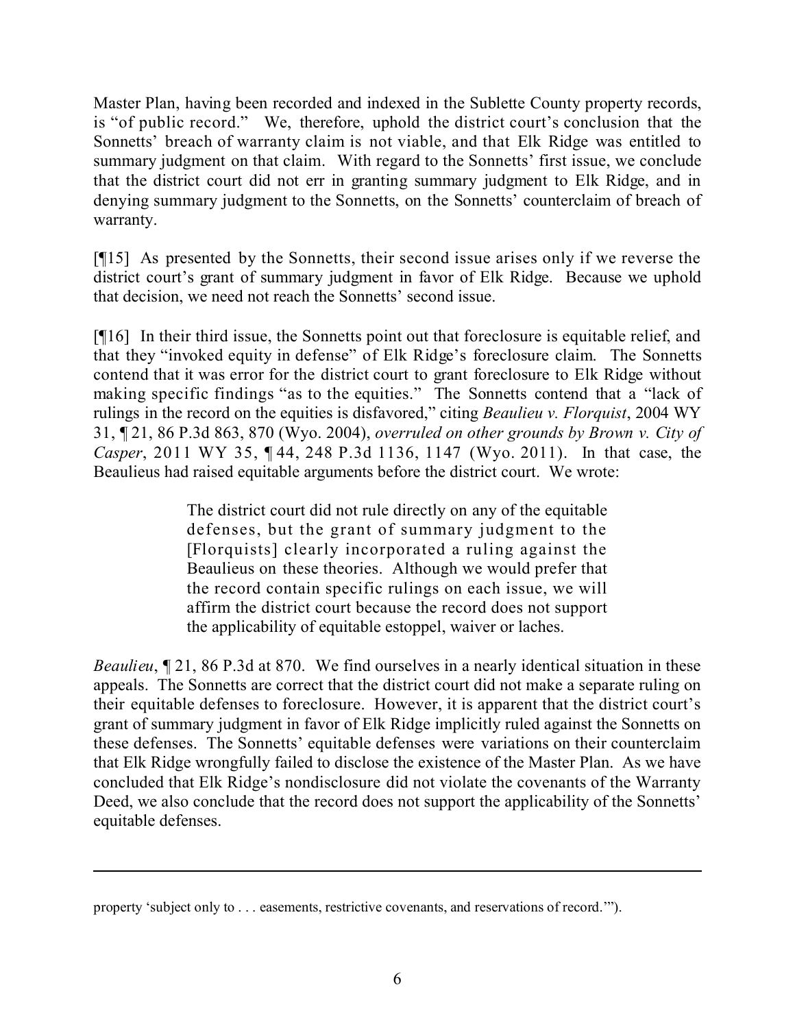Master Plan, having been recorded and indexed in the Sublette County property records, is "of public record." We, therefore, uphold the district court's conclusion that the Sonnetts' breach of warranty claim is not viable, and that Elk Ridge was entitled to summary judgment on that claim. With regard to the Sonnetts' first issue, we conclude that the district court did not err in granting summary judgment to Elk Ridge, and in denying summary judgment to the Sonnetts, on the Sonnetts' counterclaim of breach of warranty.

[¶15] As presented by the Sonnetts, their second issue arises only if we reverse the district court's grant of summary judgment in favor of Elk Ridge. Because we uphold that decision, we need not reach the Sonnetts' second issue.

[¶16] In their third issue, the Sonnetts point out that foreclosure is equitable relief, and that they "invoked equity in defense" of Elk Ridge's foreclosure claim. The Sonnetts contend that it was error for the district court to grant foreclosure to Elk Ridge without making specific findings "as to the equities." The Sonnetts contend that a "lack of rulings in the record on the equities is disfavored," citing *Beaulieu v. Florquist*, 2004 WY 31, ¶ 21, 86 P.3d 863, 870 (Wyo. 2004), *overruled on other grounds by Brown v. City of Casper*, 2011 WY 35, ¶ 44, 248 P.3d 1136, 1147 (Wyo. 2011). In that case, the Beaulieus had raised equitable arguments before the district court. We wrote:

> The district court did not rule directly on any of the equitable defenses, but the grant of summary judgment to the [Florquists] clearly incorporated a ruling against the Beaulieus on these theories. Although we would prefer that the record contain specific rulings on each issue, we will affirm the district court because the record does not support the applicability of equitable estoppel, waiver or laches.

*Beaulieu*, ¶ 21, 86 P.3d at 870. We find ourselves in a nearly identical situation in these appeals. The Sonnetts are correct that the district court did not make a separate ruling on their equitable defenses to foreclosure. However, it is apparent that the district court's grant of summary judgment in favor of Elk Ridge implicitly ruled against the Sonnetts on these defenses. The Sonnetts' equitable defenses were variations on their counterclaim that Elk Ridge wrongfully failed to disclose the existence of the Master Plan. As we have concluded that Elk Ridge's nondisclosure did not violate the covenants of the Warranty Deed, we also conclude that the record does not support the applicability of the Sonnetts' equitable defenses.

---

property 'subject only to . . . easements, restrictive covenants, and reservations of record.'").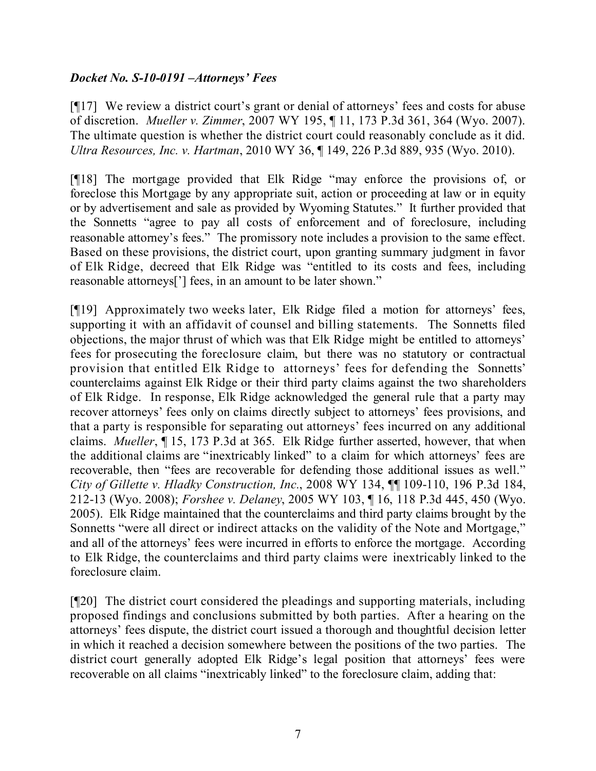***Docket No. S-10-0191 –Attorneys' Fees***

[¶17] We review a district court's grant or denial of attorneys' fees and costs for abuse of discretion. *Mueller v. Zimmer*, 2007 WY 195, ¶ 11, 173 P.3d 361, 364 (Wyo. 2007). The ultimate question is whether the district court could reasonably conclude as it did. *Ultra Resources, Inc. v. Hartman*, 2010 WY 36, ¶ 149, 226 P.3d 889, 935 (Wyo. 2010).

[¶18] The mortgage provided that Elk Ridge "may enforce the provisions of, or foreclose this Mortgage by any appropriate suit, action or proceeding at law or in equity or by advertisement and sale as provided by Wyoming Statutes." It further provided that the Sonnetts "agree to pay all costs of enforcement and of foreclosure, including reasonable attorney's fees." The promissory note includes a provision to the same effect. Based on these provisions, the district court, upon granting summary judgment in favor of Elk Ridge, decreed that Elk Ridge was "entitled to its costs and fees, including reasonable attorneys['] fees, in an amount to be later shown."

[¶19] Approximately two weeks later, Elk Ridge filed a motion for attorneys' fees, supporting it with an affidavit of counsel and billing statements. The Sonnetts filed objections, the major thrust of which was that Elk Ridge might be entitled to attorneys' fees for prosecuting the foreclosure claim, but there was no statutory or contractual provision that entitled Elk Ridge to attorneys' fees for defending the Sonnetts' counterclaims against Elk Ridge or their third party claims against the two shareholders of Elk Ridge. In response, Elk Ridge acknowledged the general rule that a party may recover attorneys' fees only on claims directly subject to attorneys' fees provisions, and that a party is responsible for separating out attorneys' fees incurred on any additional claims. *Mueller*, ¶ 15, 173 P.3d at 365. Elk Ridge further asserted, however, that when the additional claims are "inextricably linked" to a claim for which attorneys' fees are recoverable, then "fees are recoverable for defending those additional issues as well." *City of Gillette v. Hladky Construction, Inc.*, 2008 WY 134, ¶¶ 109-110, 196 P.3d 184, 212-13 (Wyo. 2008); *Forshee v. Delaney*, 2005 WY 103, ¶ 16, 118 P.3d 445, 450 (Wyo. 2005). Elk Ridge maintained that the counterclaims and third party claims brought by the Sonnetts "were all direct or indirect attacks on the validity of the Note and Mortgage," and all of the attorneys' fees were incurred in efforts to enforce the mortgage. According to Elk Ridge, the counterclaims and third party claims were inextricably linked to the foreclosure claim.

[¶20] The district court considered the pleadings and supporting materials, including proposed findings and conclusions submitted by both parties. After a hearing on the attorneys' fees dispute, the district court issued a thorough and thoughtful decision letter in which it reached a decision somewhere between the positions of the two parties. The district court generally adopted Elk Ridge's legal position that attorneys' fees were recoverable on all claims "inextricably linked" to the foreclosure claim, adding that: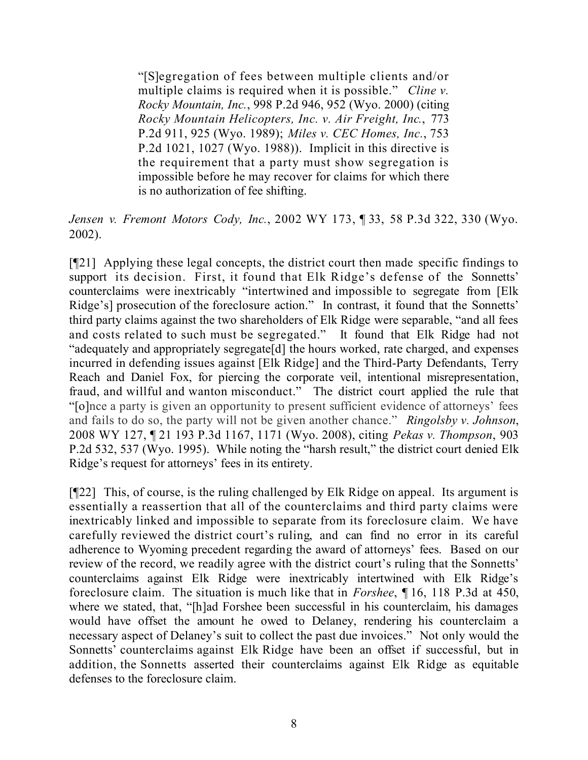> "[S]egregation of fees between multiple clients and/or multiple claims is required when it is possible." *Cline v. Rocky Mountain, Inc.*, 998 P.2d 946, 952 (Wyo. 2000) (citing *Rocky Mountain Helicopters, Inc. v. Air Freight, Inc.*, 773 P.2d 911, 925 (Wyo. 1989); *Miles v. CEC Homes, Inc.*, 753 P.2d 1021, 1027 (Wyo. 1988)). Implicit in this directive is the requirement that a party must show segregation is impossible before he may recover for claims for which there is no authorization of fee shifting.

*Jensen v. Fremont Motors Cody, Inc.*, 2002 WY 173, ¶ 33, 58 P.3d 322, 330 (Wyo. 2002).

[¶21] Applying these legal concepts, the district court then made specific findings to support its decision. First, it found that Elk Ridge's defense of the Sonnetts' counterclaims were inextricably "intertwined and impossible to segregate from [Elk Ridge's] prosecution of the foreclosure action." In contrast, it found that the Sonnetts' third party claims against the two shareholders of Elk Ridge were separable, "and all fees and costs related to such must be segregated." It found that Elk Ridge had not "adequately and appropriately segregate[d] the hours worked, rate charged, and expenses incurred in defending issues against [Elk Ridge] and the Third-Party Defendants, Terry Reach and Daniel Fox, for piercing the corporate veil, intentional misrepresentation, fraud, and willful and wanton misconduct." The district court applied the rule that "[o]nce a party is given an opportunity to present sufficient evidence of attorneys' fees and fails to do so, the party will not be given another chance." *Ringolsby v. Johnson*, 2008 WY 127, ¶ 21 193 P.3d 1167, 1171 (Wyo. 2008), citing *Pekas v. Thompson*, 903 P.2d 532, 537 (Wyo. 1995). While noting the "harsh result," the district court denied Elk Ridge's request for attorneys' fees in its entirety.

[¶22] This, of course, is the ruling challenged by Elk Ridge on appeal. Its argument is essentially a reassertion that all of the counterclaims and third party claims were inextricably linked and impossible to separate from its foreclosure claim. We have carefully reviewed the district court's ruling, and can find no error in its careful adherence to Wyoming precedent regarding the award of attorneys' fees. Based on our review of the record, we readily agree with the district court's ruling that the Sonnetts' counterclaims against Elk Ridge were inextricably intertwined with Elk Ridge's foreclosure claim. The situation is much like that in *Forshee*, ¶ 16, 118 P.3d at 450, where we stated, that, "[h]ad Forshee been successful in his counterclaim, his damages would have offset the amount he owed to Delaney, rendering his counterclaim a necessary aspect of Delaney's suit to collect the past due invoices." Not only would the Sonnetts' counterclaims against Elk Ridge have been an offset if successful, but in addition, the Sonnetts asserted their counterclaims against Elk Ridge as equitable defenses to the foreclosure claim.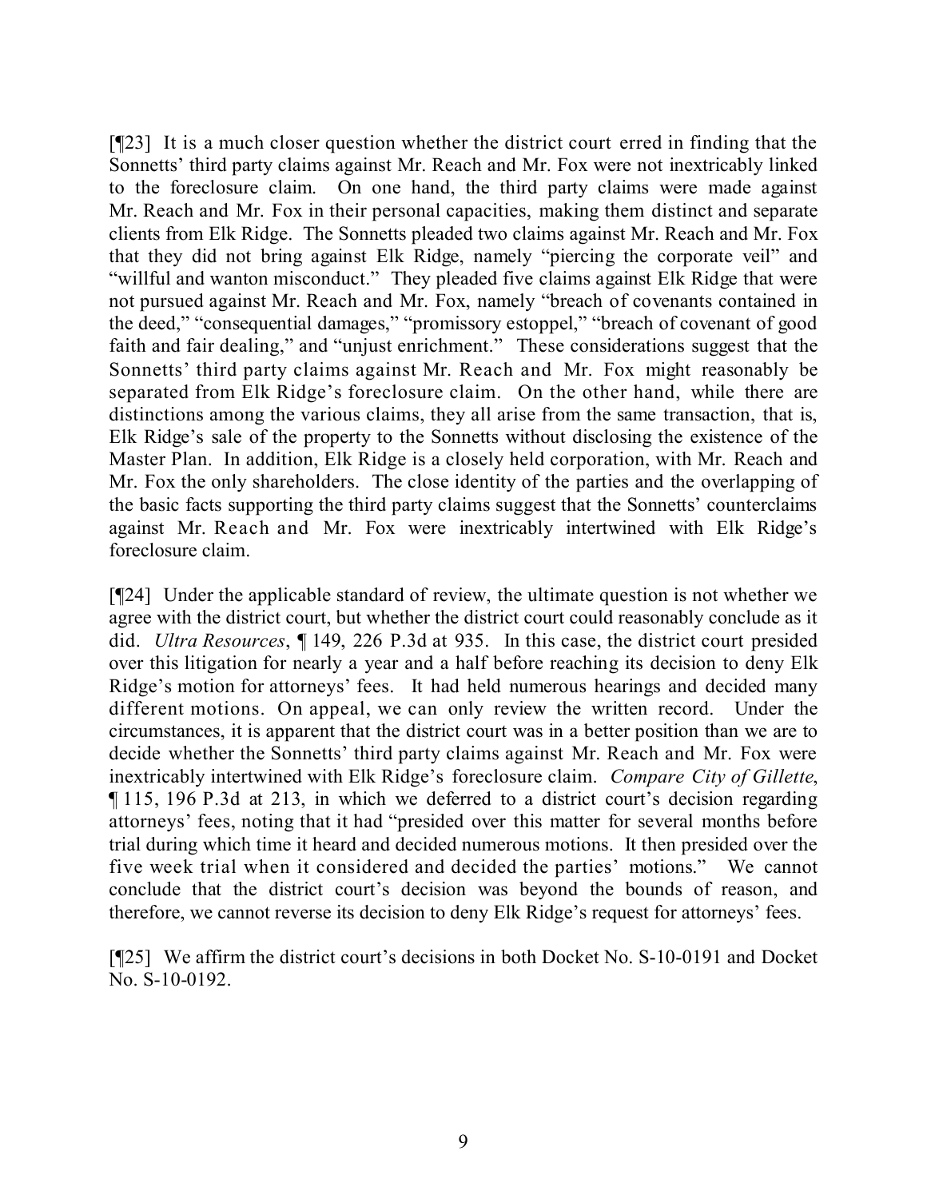[¶23] It is a much closer question whether the district court erred in finding that the Sonnetts' third party claims against Mr. Reach and Mr. Fox were not inextricably linked to the foreclosure claim. On one hand, the third party claims were made against Mr. Reach and Mr. Fox in their personal capacities, making them distinct and separate clients from Elk Ridge. The Sonnetts pleaded two claims against Mr. Reach and Mr. Fox that they did not bring against Elk Ridge, namely "piercing the corporate veil" and "willful and wanton misconduct." They pleaded five claims against Elk Ridge that were not pursued against Mr. Reach and Mr. Fox, namely "breach of covenants contained in the deed," "consequential damages," "promissory estoppel," "breach of covenant of good faith and fair dealing," and "unjust enrichment." These considerations suggest that the Sonnetts' third party claims against Mr. Reach and Mr. Fox might reasonably be separated from Elk Ridge's foreclosure claim. On the other hand, while there are distinctions among the various claims, they all arise from the same transaction, that is, Elk Ridge's sale of the property to the Sonnetts without disclosing the existence of the Master Plan. In addition, Elk Ridge is a closely held corporation, with Mr. Reach and Mr. Fox the only shareholders. The close identity of the parties and the overlapping of the basic facts supporting the third party claims suggest that the Sonnetts' counterclaims against Mr. Reach and Mr. Fox were inextricably intertwined with Elk Ridge's foreclosure claim.

[¶24] Under the applicable standard of review, the ultimate question is not whether we agree with the district court, but whether the district court could reasonably conclude as it did. *Ultra Resources*, ¶ 149, 226 P.3d at 935. In this case, the district court presided over this litigation for nearly a year and a half before reaching its decision to deny Elk Ridge's motion for attorneys' fees. It had held numerous hearings and decided many different motions. On appeal, we can only review the written record. Under the circumstances, it is apparent that the district court was in a better position than we are to decide whether the Sonnetts' third party claims against Mr. Reach and Mr. Fox were inextricably intertwined with Elk Ridge's foreclosure claim. *Compare City of Gillette*, ¶ 115, 196 P.3d at 213, in which we deferred to a district court's decision regarding attorneys' fees, noting that it had "presided over this matter for several months before trial during which time it heard and decided numerous motions. It then presided over the five week trial when it considered and decided the parties' motions." We cannot conclude that the district court's decision was beyond the bounds of reason, and therefore, we cannot reverse its decision to deny Elk Ridge's request for attorneys' fees.

[¶25] We affirm the district court's decisions in both Docket No. S-10-0191 and Docket No. S-10-0192.